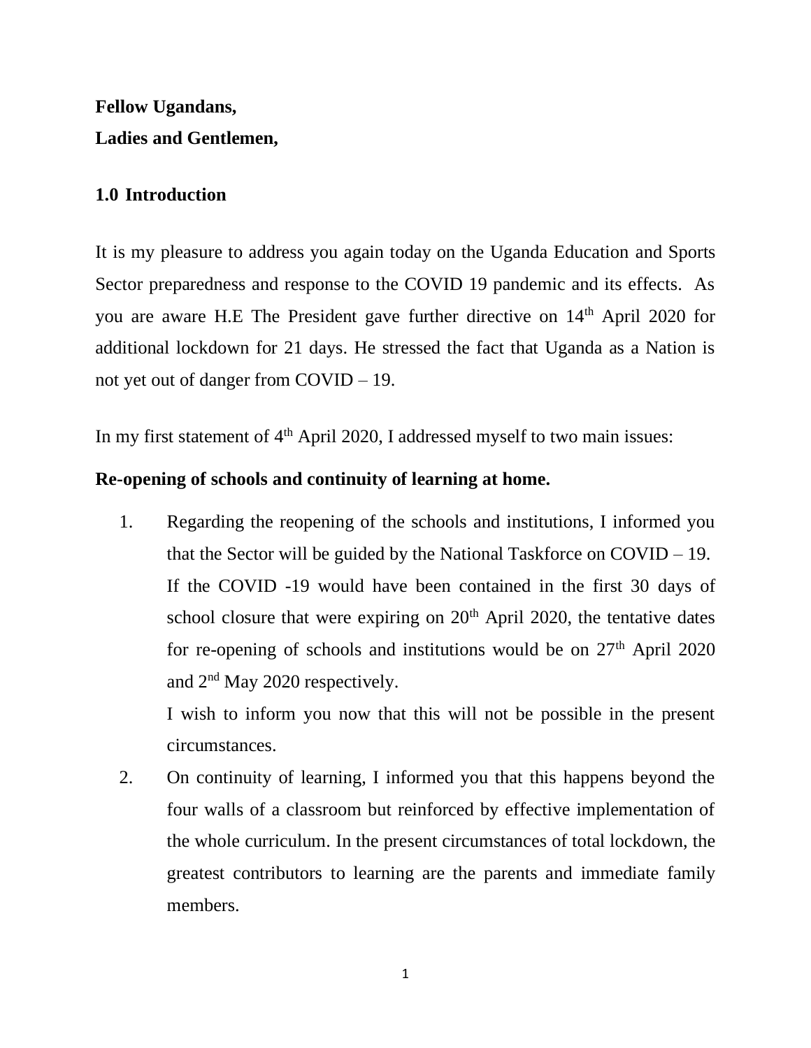**Fellow Ugandans,**

**Ladies and Gentlemen,**

## 1.0 Introduction

It is my pleasure to address you again today on the Uganda Education and Sports Sector preparedness and response to the COVID 19 pandemic and its effects. As you are aware H.E The President gave further directive on 14th April 2020 for additional lockdown for 21 days. He stressed the fact that Uganda as a Nation is not yet out of danger from COVID – 19.

In my first statement of 4th April 2020, I addressed myself to two main issues:

**Re-opening of schools and continuity of learning at home.**

1. Regarding the reopening of the schools and institutions, I informed you that the Sector will be guided by the National Taskforce on COVID – 19. If the COVID -19 would have been contained in the first 30 days of school closure that were expiring on 20th April 2020, the tentative dates for re-opening of schools and institutions would be on 27th April 2020 and 2nd May 2020 respectively.

   I wish to inform you now that this will not be possible in the present circumstances.

2. On continuity of learning, I informed you that this happens beyond the four walls of a classroom but reinforced by effective implementation of the whole curriculum. In the present circumstances of total lockdown, the greatest contributors to learning are the parents and immediate family members.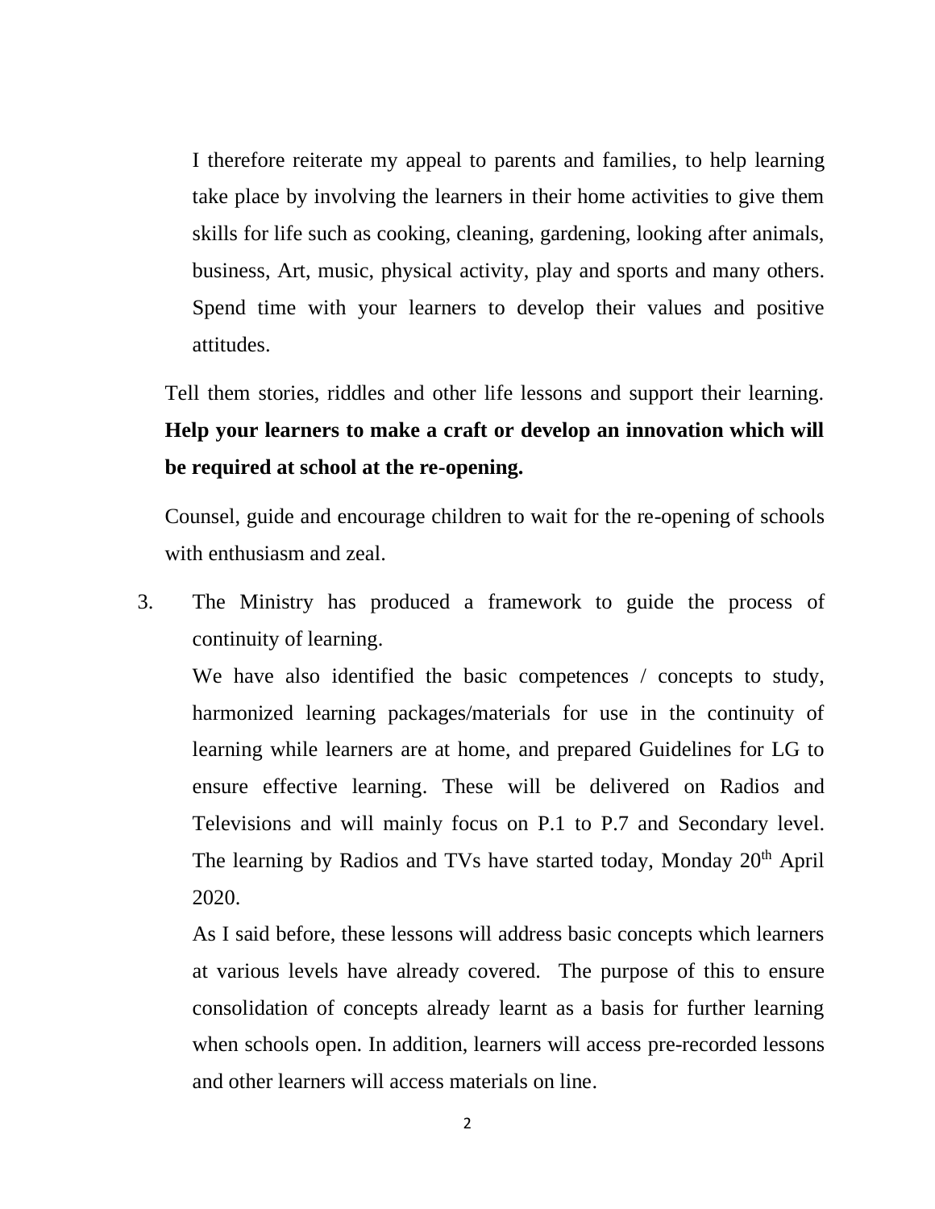I therefore reiterate my appeal to parents and families, to help learning take place by involving the learners in their home activities to give them skills for life such as cooking, cleaning, gardening, looking after animals, business, Art, music, physical activity, play and sports and many others. Spend time with your learners to develop their values and positive attitudes.

Tell them stories, riddles and other life lessons and support their learning. **Help your learners to make a craft or develop an innovation which will be required at school at the re-opening.**

Counsel, guide and encourage children to wait for the re-opening of schools with enthusiasm and zeal.

3. The Ministry has produced a framework to guide the process of continuity of learning.

   We have also identified the basic competences / concepts to study, harmonized learning packages/materials for use in the continuity of learning while learners are at home, and prepared Guidelines for LG to ensure effective learning. These will be delivered on Radios and Televisions and will mainly focus on P.1 to P.7 and Secondary level. The learning by Radios and TVs have started today, Monday 20th April 2020.

   As I said before, these lessons will address basic concepts which learners at various levels have already covered. The purpose of this to ensure consolidation of concepts already learnt as a basis for further learning when schools open. In addition, learners will access pre-recorded lessons and other learners will access materials on line.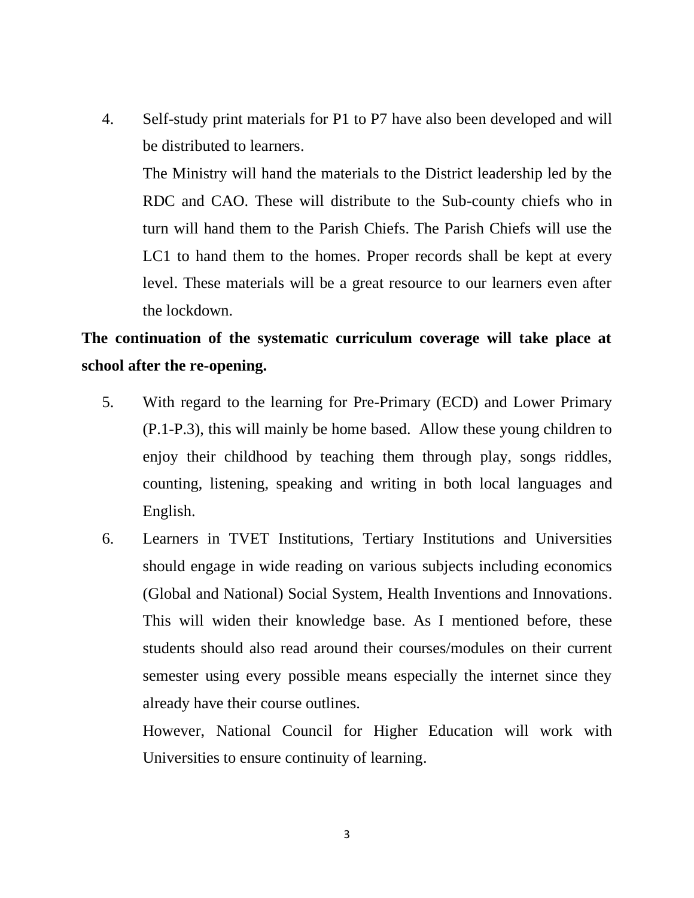4. Self-study print materials for P1 to P7 have also been developed and will be distributed to learners.

   The Ministry will hand the materials to the District leadership led by the RDC and CAO. These will distribute to the Sub-county chiefs who in turn will hand them to the Parish Chiefs. The Parish Chiefs will use the LC1 to hand them to the homes. Proper records shall be kept at every level. These materials will be a great resource to our learners even after the lockdown.

**The continuation of the systematic curriculum coverage will take place at school after the re-opening.**

5. With regard to the learning for Pre-Primary (ECD) and Lower Primary (P.1-P.3), this will mainly be home based. Allow these young children to enjoy their childhood by teaching them through play, songs riddles, counting, listening, speaking and writing in both local languages and English.

6. Learners in TVET Institutions, Tertiary Institutions and Universities should engage in wide reading on various subjects including economics (Global and National) Social System, Health Inventions and Innovations. This will widen their knowledge base. As I mentioned before, these students should also read around their courses/modules on their current semester using every possible means especially the internet since they already have their course outlines.

   However, National Council for Higher Education will work with Universities to ensure continuity of learning.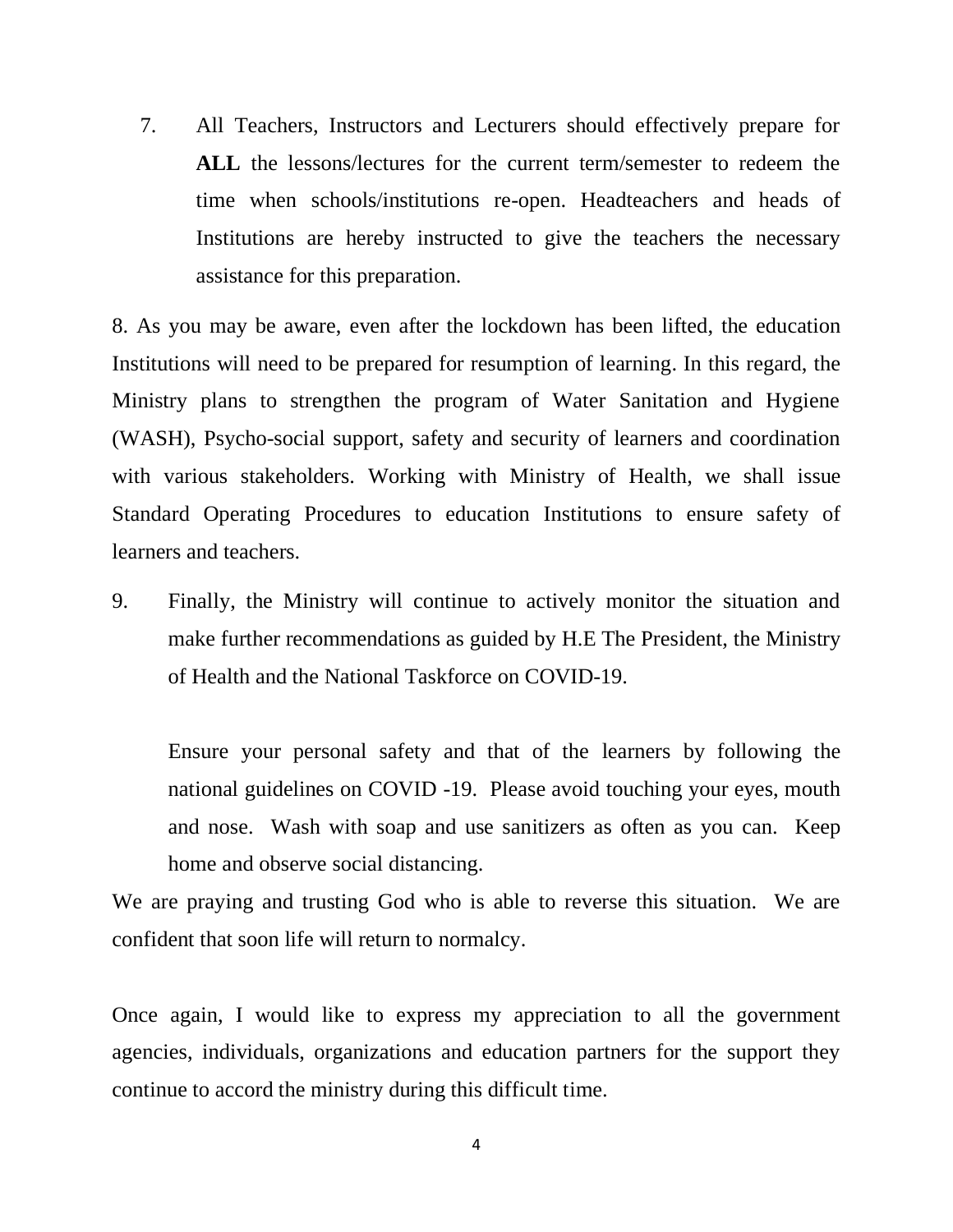7. All Teachers, Instructors and Lecturers should effectively prepare for **ALL** the lessons/lectures for the current term/semester to redeem the time when schools/institutions re-open. Headteachers and heads of Institutions are hereby instructed to give the teachers the necessary assistance for this preparation.

8. As you may be aware, even after the lockdown has been lifted, the education Institutions will need to be prepared for resumption of learning. In this regard, the Ministry plans to strengthen the program of Water Sanitation and Hygiene (WASH), Psycho-social support, safety and security of learners and coordination with various stakeholders. Working with Ministry of Health, we shall issue Standard Operating Procedures to education Institutions to ensure safety of learners and teachers.

9. Finally, the Ministry will continue to actively monitor the situation and make further recommendations as guided by H.E The President, the Ministry of Health and the National Taskforce on COVID-19.

   Ensure your personal safety and that of the learners by following the national guidelines on COVID -19. Please avoid touching your eyes, mouth and nose. Wash with soap and use sanitizers as often as you can. Keep home and observe social distancing.

We are praying and trusting God who is able to reverse this situation. We are confident that soon life will return to normalcy.

Once again, I would like to express my appreciation to all the government agencies, individuals, organizations and education partners for the support they continue to accord the ministry during this difficult time.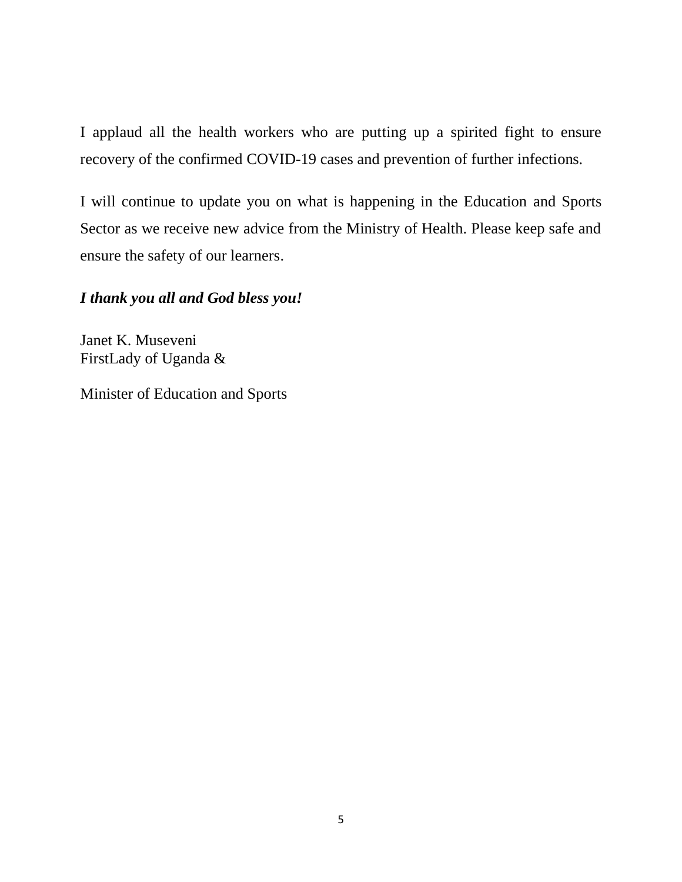I applaud all the health workers who are putting up a spirited fight to ensure recovery of the confirmed COVID-19 cases and prevention of further infections.

I will continue to update you on what is happening in the Education and Sports Sector as we receive new advice from the Ministry of Health. Please keep safe and ensure the safety of our learners.

***I thank you all and God bless you!***

Janet K. Museveni
FirstLady of Uganda &

Minister of Education and Sports